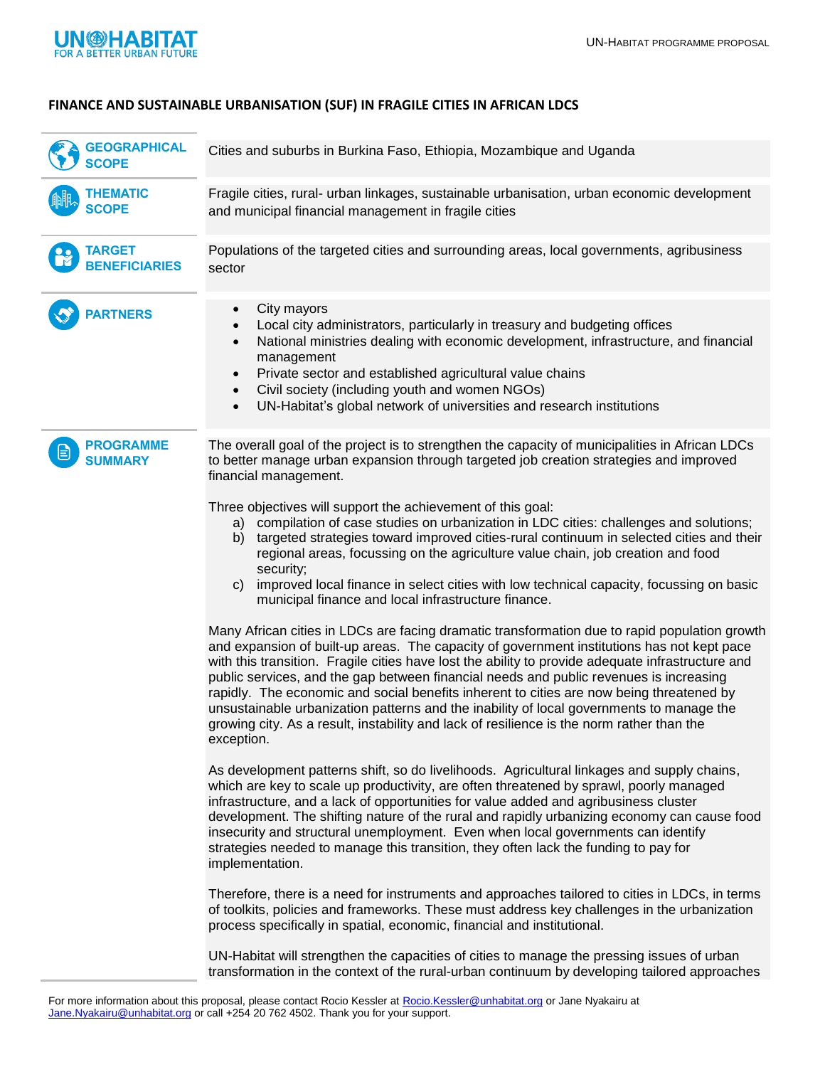# FINANCE AND SUSTAINABLE URBANISATION (SUF) IN FRAGILE CITIES IN AFRICAN LDCS

**GEOGRAPHICAL SCOPE**

Cities and suburbs in Burkina Faso, Ethiopia, Mozambique and Uganda

**THEMATIC SCOPE**

Fragile cities, rural- urban linkages, sustainable urbanisation, urban economic development and municipal financial management in fragile cities

**TARGET BENEFICIARIES**

Populations of the targeted cities and surrounding areas, local governments, agribusiness sector

**PARTNERS**

- City mayors
- Local city administrators, particularly in treasury and budgeting offices
- National ministries dealing with economic development, infrastructure, and financial management
- Private sector and established agricultural value chains
- Civil society (including youth and women NGOs)
- UN-Habitat's global network of universities and research institutions

**PROGRAMME SUMMARY**

The overall goal of the project is to strengthen the capacity of municipalities in African LDCs to better manage urban expansion through targeted job creation strategies and improved financial management.

Three objectives will support the achievement of this goal:

a) compilation of case studies on urbanization in LDC cities: challenges and solutions;
b) targeted strategies toward improved cities-rural continuum in selected cities and their regional areas, focussing on the agriculture value chain, job creation and food security;
c) improved local finance in select cities with low technical capacity, focussing on basic municipal finance and local infrastructure finance.

Many African cities in LDCs are facing dramatic transformation due to rapid population growth and expansion of built-up areas. The capacity of government institutions has not kept pace with this transition. Fragile cities have lost the ability to provide adequate infrastructure and public services, and the gap between financial needs and public revenues is increasing rapidly. The economic and social benefits inherent to cities are now being threatened by unsustainable urbanization patterns and the inability of local governments to manage the growing city. As a result, instability and lack of resilience is the norm rather than the exception.

As development patterns shift, so do livelihoods. Agricultural linkages and supply chains, which are key to scale up productivity, are often threatened by sprawl, poorly managed infrastructure, and a lack of opportunities for value added and agribusiness cluster development. The shifting nature of the rural and rapidly urbanizing economy can cause food insecurity and structural unemployment. Even when local governments can identify strategies needed to manage this transition, they often lack the funding to pay for implementation.

Therefore, there is a need for instruments and approaches tailored to cities in LDCs, in terms of toolkits, policies and frameworks. These must address key challenges in the urbanization process specifically in spatial, economic, financial and institutional.

UN-Habitat will strengthen the capacities of cities to manage the pressing issues of urban transformation in the context of the rural-urban continuum by developing tailored approaches

For more information about this proposal, please contact Rocio Kessler at Rocio.Kessler@unhabitat.org or Jane Nyakairu at Jane.Nyakairu@unhabitat.org or call +254 20 762 4502. Thank you for your support.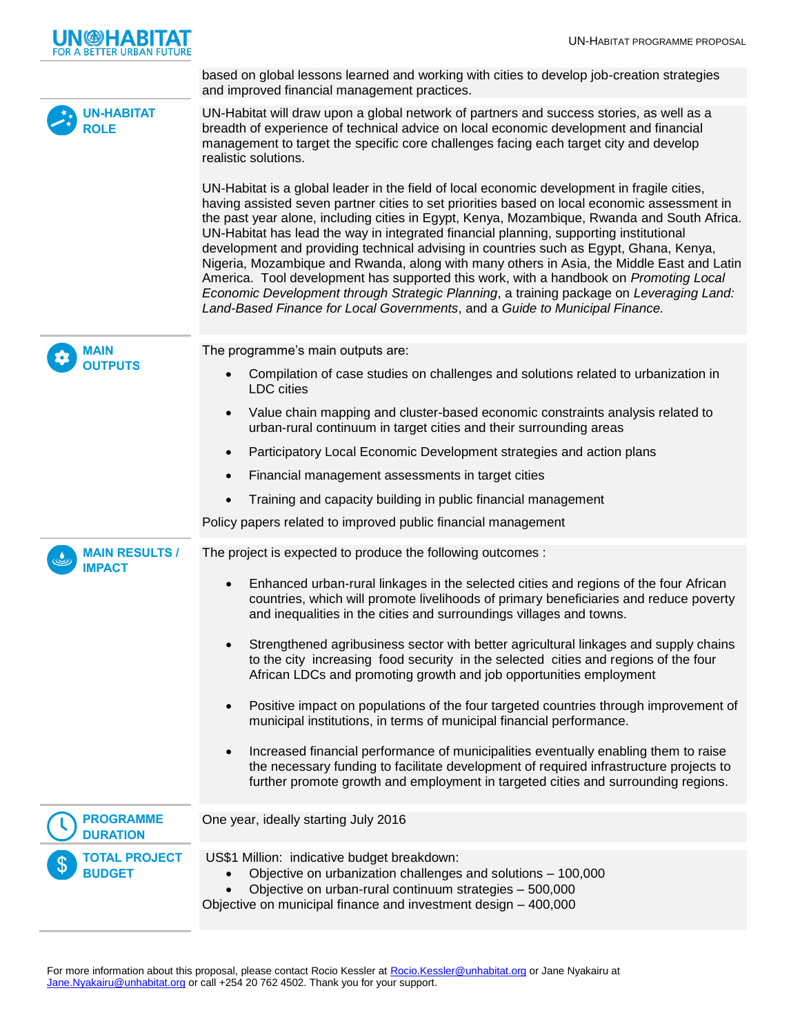based on global lessons learned and working with cities to develop job-creation strategies and improved financial management practices.

## UN-HABITAT ROLE

UN-Habitat will draw upon a global network of partners and success stories, as well as a breadth of experience of technical advice on local economic development and financial management to target the specific core challenges facing each target city and develop realistic solutions.

UN-Habitat is a global leader in the field of local economic development in fragile cities, having assisted seven partner cities to set priorities based on local economic assessment in the past year alone, including cities in Egypt, Kenya, Mozambique, Rwanda and South Africa. UN-Habitat has lead the way in integrated financial planning, supporting institutional development and providing technical advising in countries such as Egypt, Ghana, Kenya, Nigeria, Mozambique and Rwanda, along with many others in Asia, the Middle East and Latin America. Tool development has supported this work, with a handbook on *Promoting Local Economic Development through Strategic Planning*, a training package on *Leveraging Land: Land-Based Finance for Local Governments*, and a *Guide to Municipal Finance.*

## MAIN OUTPUTS

The programme's main outputs are:

- Compilation of case studies on challenges and solutions related to urbanization in LDC cities
- Value chain mapping and cluster-based economic constraints analysis related to urban-rural continuum in target cities and their surrounding areas
- Participatory Local Economic Development strategies and action plans
- Financial management assessments in target cities
- Training and capacity building in public financial management

Policy papers related to improved public financial management

## MAIN RESULTS / IMPACT

The project is expected to produce the following outcomes :

- Enhanced urban-rural linkages in the selected cities and regions of the four African countries, which will promote livelihoods of primary beneficiaries and reduce poverty and inequalities in the cities and surroundings villages and towns.
- Strengthened agribusiness sector with better agricultural linkages and supply chains to the city increasing food security in the selected cities and regions of the four African LDCs and promoting growth and job opportunities employment
- Positive impact on populations of the four targeted countries through improvement of municipal institutions, in terms of municipal financial performance.
- Increased financial performance of municipalities eventually enabling them to raise the necessary funding to facilitate development of required infrastructure projects to further promote growth and employment in targeted cities and surrounding regions.

## PROGRAMME DURATION

One year, ideally starting July 2016

## TOTAL PROJECT BUDGET

US$1 Million: indicative budget breakdown:

- Objective on urbanization challenges and solutions – 100,000
- Objective on urban-rural continuum strategies – 500,000

Objective on municipal finance and investment design – 400,000

For more information about this proposal, please contact Rocio Kessler at Rocio.Kessler@unhabitat.org or Jane Nyakairu at Jane.Nyakairu@unhabitat.org or call +254 20 762 4502. Thank you for your support.